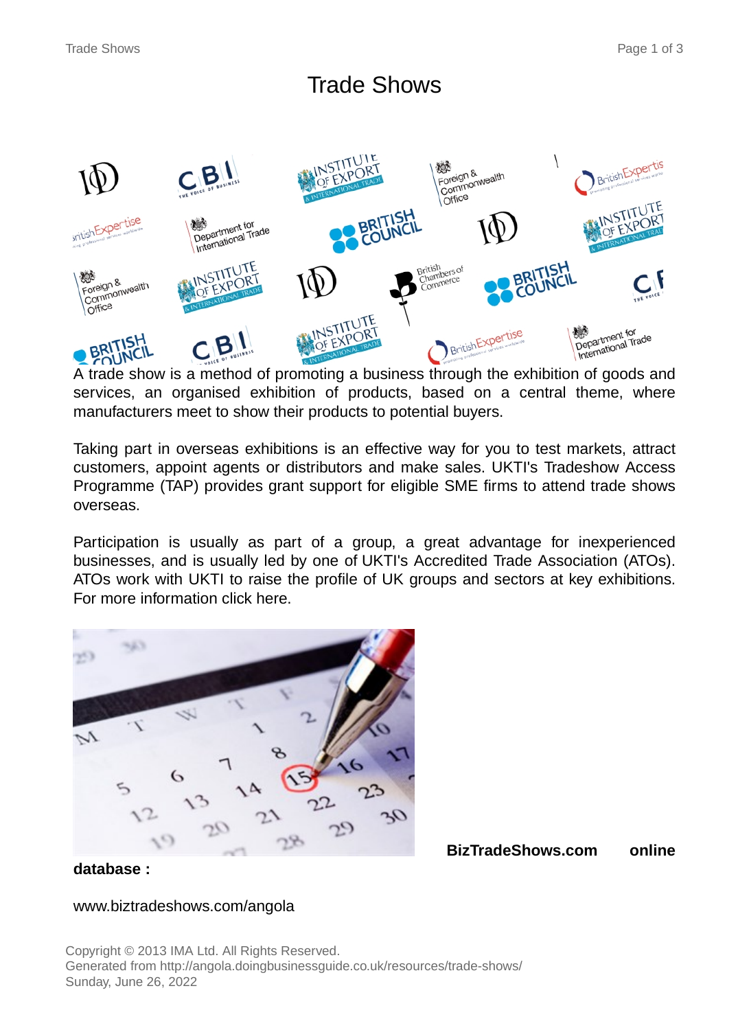# Trade Shows

A trade show is a method of promoting a business through the exhibition of goods and services, an organised exhibition of products, based on a central theme, where manufacturers meet to show their products to potential buyers.

Taking part in overseas exhibitions is an effective way for you to test markets, attract customers, appoint agents or distributors and make sales. UKTI's Tradeshow Access Programme (TAP) provides grant support for eligible SME firms to attend trade shows overseas.

Participation is usually as part of a group, a great advantage for inexperienced businesses, and is usually led by one of UKTI's Accredited Trade Association (ATOs). ATOs work with UKTI to raise the profile of UK groups and sectors at key exhibitions. For more information click here.

**BizTradeShows.com online database :**

www.biztradeshows.com/angola

Copyright © 2013 IMA Ltd. All Rights Reserved.
Generated from http://angola.doingbusinessguide.co.uk/resources/trade-shows/
Sunday, June 26, 2022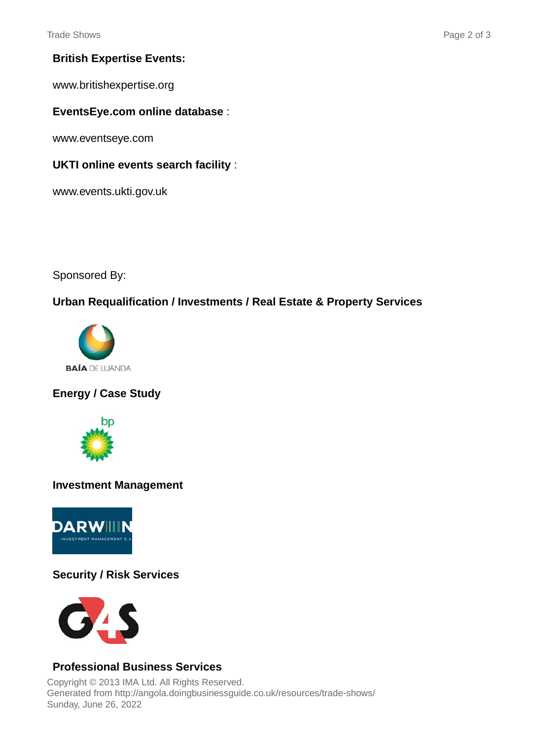**British Expertise Events:**

www.britishexpertise.org

**EventsEye.com online database** :

www.eventseye.com

**UKTI online events search facility** :

www.events.ukti.gov.uk

Sponsored By:

**Urban Requalification / Investments / Real Estate & Property Services**

**Energy / Case Study**

**Investment Management**

**Security / Risk Services**

**Professional Business Services**

Copyright © 2013 IMA Ltd. All Rights Reserved.
Generated from http://angola.doingbusinessguide.co.uk/resources/trade-shows/
Sunday, June 26, 2022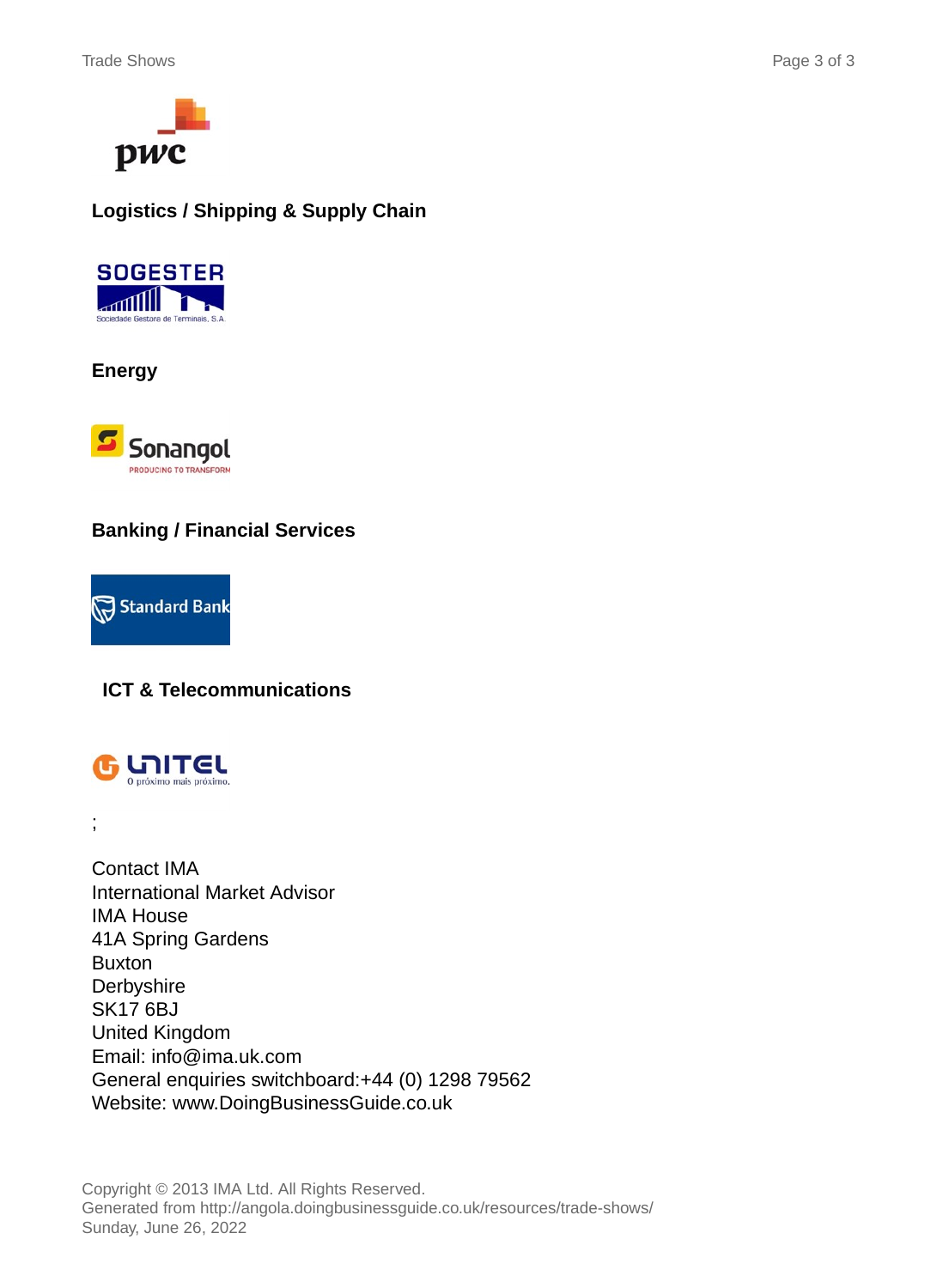**Logistics / Shipping & Supply Chain**

**Energy**

**Banking / Financial Services**

**ICT & Telecommunications**

;

Contact IMA
International Market Advisor
IMA House
41A Spring Gardens
Buxton
Derbyshire
SK17 6BJ
United Kingdom
Email: info@ima.uk.com
General enquiries switchboard:+44 (0) 1298 79562
Website: www.DoingBusinessGuide.co.uk

Copyright © 2013 IMA Ltd. All Rights Reserved.
Generated from http://angola.doingbusinessguide.co.uk/resources/trade-shows/
Sunday, June 26, 2022